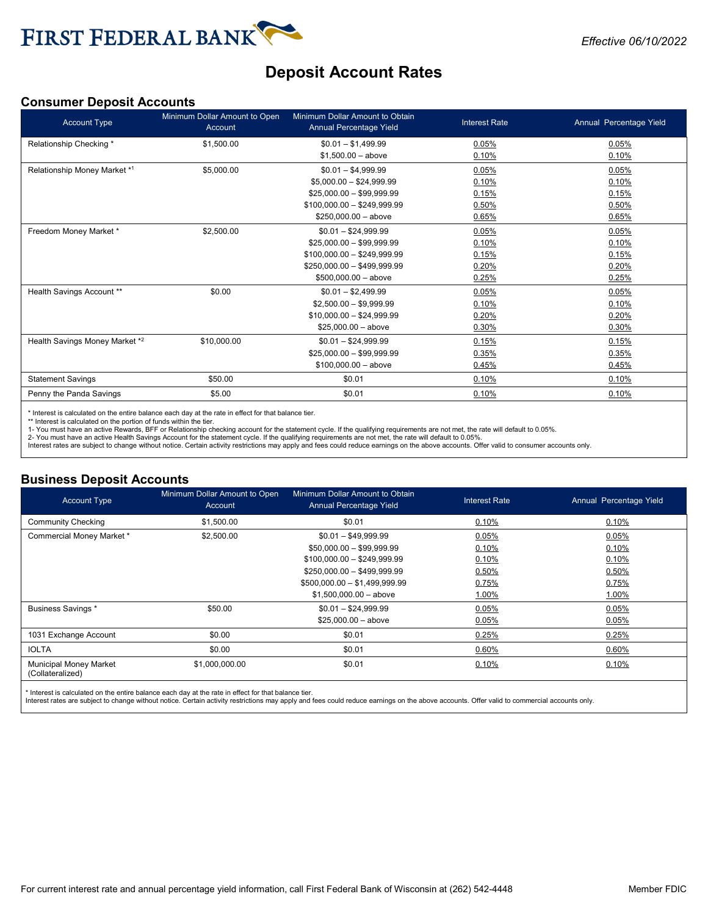FIRST FEDERAL BANK

*Effective 06/10/2022*

# Deposit Account Rates

## Consumer Deposit Accounts

| Account Type | Minimum Dollar Amount to Open Account | Minimum Dollar Amount to Obtain Annual Percentage Yield | Interest Rate | Annual Percentage Yield |
|---|---|---|---|---|
| Relationship Checking * | $1,500.00 | $0.01 – $1,499.99 | 0.05% | 0.05% |
| | | $1,500.00 – above | 0.10% | 0.10% |
| Relationship Money Market *[1] | $5,000.00 | $0.01 – $4,999.99 | 0.05% | 0.05% |
| | | $5,000.00 – $24,999.99 | 0.10% | 0.10% |
| | | $25,000.00 – $99,999.99 | 0.15% | 0.15% |
| | | $100,000.00 – $249,999.99 | 0.50% | 0.50% |
| | | $250,000.00 – above | 0.65% | 0.65% |
| Freedom Money Market * | $2,500.00 | $0.01 – $24,999.99 | 0.05% | 0.05% |
| | | $25,000.00 – $99,999.99 | 0.10% | 0.10% |
| | | $100,000.00 – $249,999.99 | 0.15% | 0.15% |
| | | $250,000.00 – $499,999.99 | 0.20% | 0.20% |
| | | $500,000.00 – above | 0.25% | 0.25% |
| Health Savings Account ** | $0.00 | $0.01 – $2,499.99 | 0.05% | 0.05% |
| | | $2,500.00 – $9,999.99 | 0.10% | 0.10% |
| | | $10,000.00 – $24,999.99 | 0.20% | 0.20% |
| | | $25,000.00 – above | 0.30% | 0.30% |
| Health Savings Money Market *[2] | $10,000.00 | $0.01 – $24,999.99 | 0.15% | 0.15% |
| | | $25,000.00 – $99,999.99 | 0.35% | 0.35% |
| | | $100,000.00 – above | 0.45% | 0.45% |
| Statement Savings | $50.00 | $0.01 | 0.10% | 0.10% |
| Penny the Panda Savings | $5.00 | $0.01 | 0.10% | 0.10% |

\* Interest is calculated on the entire balance each day at the rate in effect for that balance tier.
\*\* Interest is calculated on the portion of funds within the tier.
1- You must have an active Rewards, BFF or Relationship checking account for the statement cycle. If the qualifying requirements are not met, the rate will default to 0.05%.
2- You must have an active Health Savings Account for the statement cycle. If the qualifying requirements are not met, the rate will default to 0.05%.
Interest rates are subject to change without notice. Certain activity restrictions may apply and fees could reduce earnings on the above accounts. Offer valid to consumer accounts only.

## Business Deposit Accounts

| Account Type | Minimum Dollar Amount to Open Account | Minimum Dollar Amount to Obtain Annual Percentage Yield | Interest Rate | Annual Percentage Yield |
|---|---|---|---|---|
| Community Checking | $1,500.00 | $0.01 | 0.10% | 0.10% |
| Commercial Money Market * | $2,500.00 | $0.01 – $49,999.99 | 0.05% | 0.05% |
| | | $50,000.00 – $99,999.99 | 0.10% | 0.10% |
| | | $100,000.00 – $249,999.99 | 0.10% | 0.10% |
| | | $250,000.00 – $499,999.99 | 0.50% | 0.50% |
| | | $500,000.00 – $1,499,999.99 | 0.75% | 0.75% |
| | | $1,500,000.00 – above | 1.00% | 1.00% |
| Business Savings * | $50.00 | $0.01 – $24,999.99 | 0.05% | 0.05% |
| | | $25,000.00 – above | 0.05% | 0.05% |
| 1031 Exchange Account | $0.00 | $0.01 | 0.25% | 0.25% |
| IOLTA | $0.00 | $0.01 | 0.60% | 0.60% |
| Municipal Money Market (Collateralized) | $1,000,000.00 | $0.01 | 0.10% | 0.10% |

\* Interest is calculated on the entire balance each day at the rate in effect for that balance tier.
Interest rates are subject to change without notice. Certain activity restrictions may apply and fees could reduce earnings on the above accounts. Offer valid to commercial accounts only.

For current interest rate and annual percentage yield information, call First Federal Bank of Wisconsin at (262) 542-4448

Member FDIC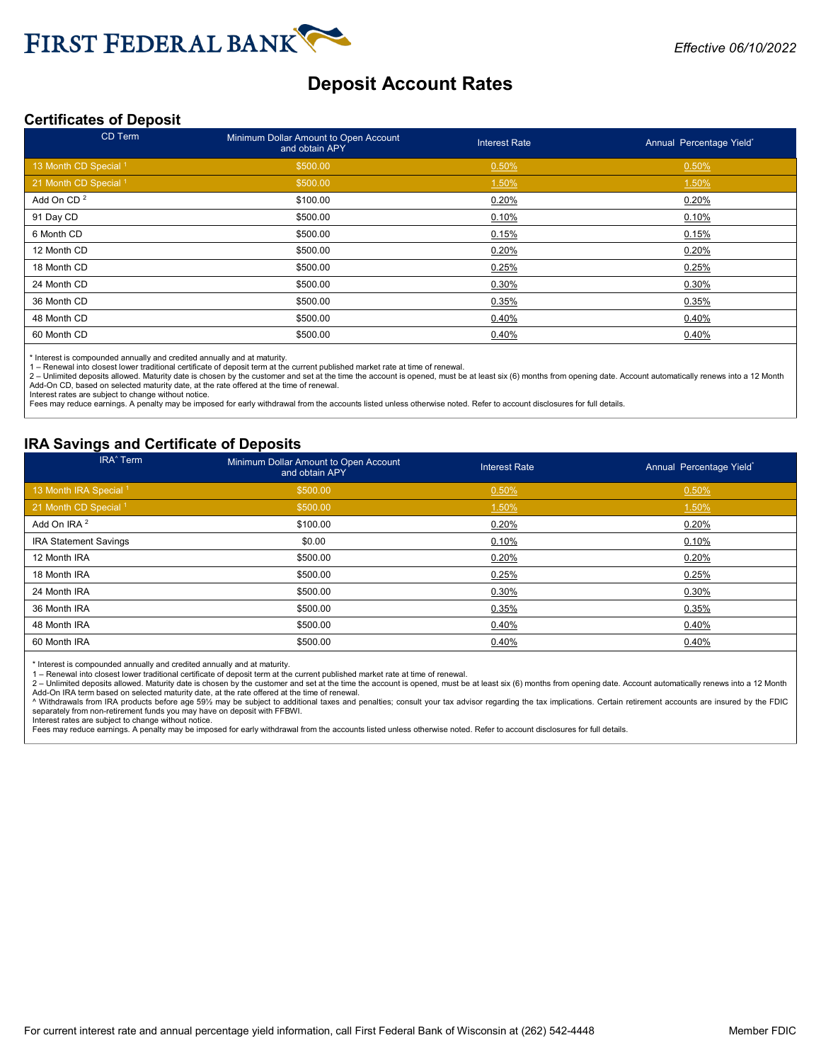FIRST FEDERAL BANK

*Effective 06/10/2022*

# Deposit Account Rates

## Certificates of Deposit

| CD Term | Minimum Dollar Amount to Open Account and obtain APY | Interest Rate | Annual Percentage Yield* |
|---|---|---|---|
| 13 Month CD Special [1] | $500.00 | 0.50% | 0.50% |
| 21 Month CD Special [1] | $500.00 | 1.50% | 1.50% |
| Add On CD [2] | $100.00 | 0.20% | 0.20% |
| 91 Day CD | $500.00 | 0.10% | 0.10% |
| 6 Month CD | $500.00 | 0.15% | 0.15% |
| 12 Month CD | $500.00 | 0.20% | 0.20% |
| 18 Month CD | $500.00 | 0.25% | 0.25% |
| 24 Month CD | $500.00 | 0.30% | 0.30% |
| 36 Month CD | $500.00 | 0.35% | 0.35% |
| 48 Month CD | $500.00 | 0.40% | 0.40% |
| 60 Month CD | $500.00 | 0.40% | 0.40% |

\* Interest is compounded annually and credited annually and at maturity.
1 – Renewal into closest lower traditional certificate of deposit term at the current published market rate at time of renewal.
2 – Unlimited deposits allowed. Maturity date is chosen by the customer and set at the time the account is opened, must be at least six (6) months from opening date. Account automatically renews into a 12 Month Add-On CD, based on selected maturity date, at the rate offered at the time of renewal.
Interest rates are subject to change without notice.
Fees may reduce earnings. A penalty may be imposed for early withdrawal from the accounts listed unless otherwise noted. Refer to account disclosures for full details.

## IRA Savings and Certificate of Deposits

| IRA^ Term | Minimum Dollar Amount to Open Account and obtain APY | Interest Rate | Annual Percentage Yield* |
|---|---|---|---|
| 13 Month IRA Special [1] | $500.00 | 0.50% | 0.50% |
| 21 Month CD Special [1] | $500.00 | 1.50% | 1.50% |
| Add On IRA [2] | $100.00 | 0.20% | 0.20% |
| IRA Statement Savings | $0.00 | 0.10% | 0.10% |
| 12 Month IRA | $500.00 | 0.20% | 0.20% |
| 18 Month IRA | $500.00 | 0.25% | 0.25% |
| 24 Month IRA | $500.00 | 0.30% | 0.30% |
| 36 Month IRA | $500.00 | 0.35% | 0.35% |
| 48 Month IRA | $500.00 | 0.40% | 0.40% |
| 60 Month IRA | $500.00 | 0.40% | 0.40% |

\* Interest is compounded annually and credited annually and at maturity.
1 – Renewal into closest lower traditional certificate of deposit term at the current published market rate at time of renewal.
2 – Unlimited deposits allowed. Maturity date is chosen by the customer and set at the time the account is opened, must be at least six (6) months from opening date. Account automatically renews into a 12 Month Add-On IRA term based on selected maturity date, at the rate offered at the time of renewal.
^ Withdrawals from IRA products before age 59½ may be subject to additional taxes and penalties; consult your tax advisor regarding the tax implications. Certain retirement accounts are insured by the FDIC separately from non-retirement funds you may have on deposit with FFBWI.
Interest rates are subject to change without notice.
Fees may reduce earnings. A penalty may be imposed for early withdrawal from the accounts listed unless otherwise noted. Refer to account disclosures for full details.

For current interest rate and annual percentage yield information, call First Federal Bank of Wisconsin at (262) 542-4448

Member FDIC